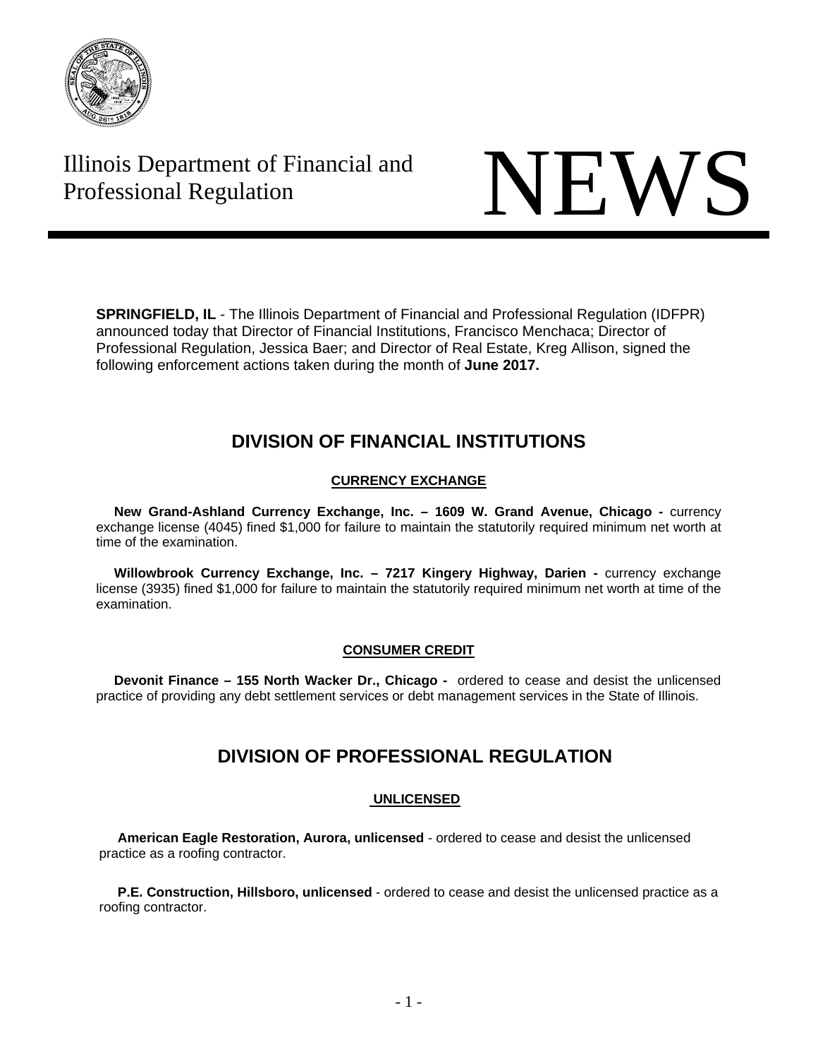Illinois Department of Financial and Professional Regulation

# NEWS

**SPRINGFIELD, IL** - The Illinois Department of Financial and Professional Regulation (IDFPR) announced today that Director of Financial Institutions, Francisco Menchaca; Director of Professional Regulation, Jessica Baer; and Director of Real Estate, Kreg Allison, signed the following enforcement actions taken during the month of **June 2017.**

## DIVISION OF FINANCIAL INSTITUTIONS

### CURRENCY EXCHANGE

**New Grand-Ashland Currency Exchange, Inc. – 1609 W. Grand Avenue, Chicago -** currency exchange license (4045) fined $1,000 for failure to maintain the statutorily required minimum net worth at time of the examination.

**Willowbrook Currency Exchange, Inc. – 7217 Kingery Highway, Darien -** currency exchange license (3935) fined $1,000 for failure to maintain the statutorily required minimum net worth at time of the examination.

### CONSUMER CREDIT

**Devonit Finance – 155 North Wacker Dr., Chicago -** ordered to cease and desist the unlicensed practice of providing any debt settlement services or debt management services in the State of Illinois.

## DIVISION OF PROFESSIONAL REGULATION

### UNLICENSED

**American Eagle Restoration, Aurora, unlicensed** - ordered to cease and desist the unlicensed practice as a roofing contractor.

**P.E. Construction, Hillsboro, unlicensed** - ordered to cease and desist the unlicensed practice as a roofing contractor.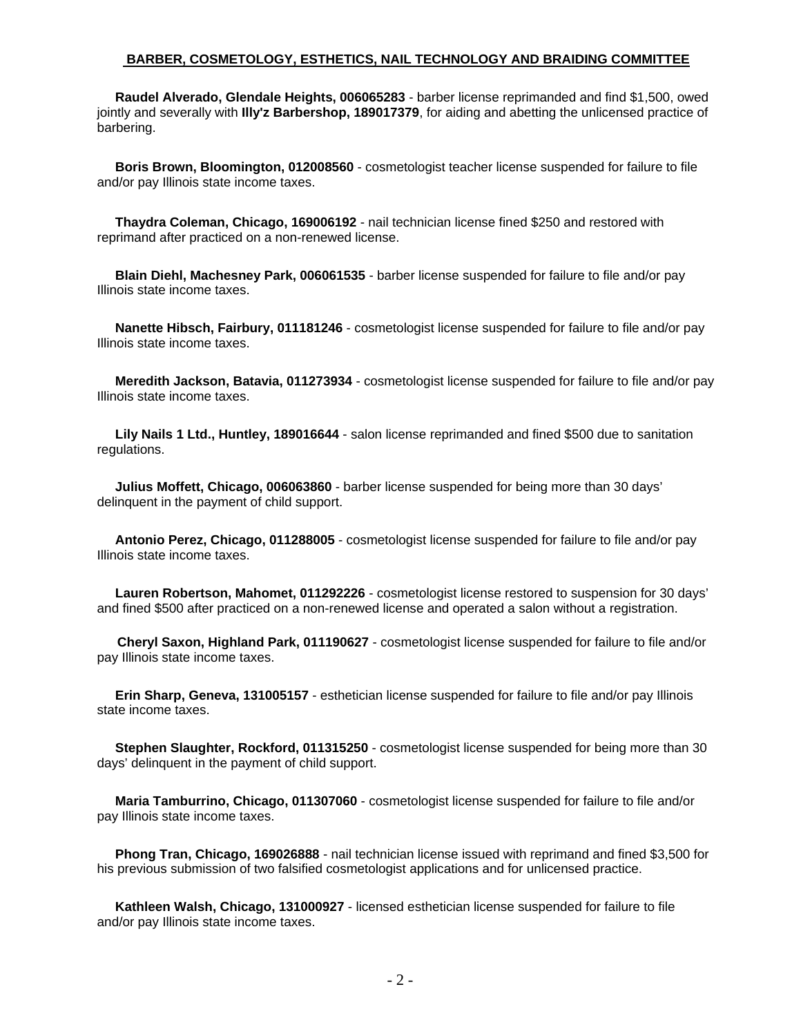## BARBER, COSMETOLOGY, ESTHETICS, NAIL TECHNOLOGY AND BRAIDING COMMITTEE

**Raudel Alverado, Glendale Heights, 006065283** - barber license reprimanded and find $1,500, owed jointly and severally with **Illy'z Barbershop, 189017379**, for aiding and abetting the unlicensed practice of barbering.

**Boris Brown, Bloomington, 012008560** - cosmetologist teacher license suspended for failure to file and/or pay Illinois state income taxes.

**Thaydra Coleman, Chicago, 169006192** - nail technician license fined $250 and restored with reprimand after practiced on a non-renewed license.

**Blain Diehl, Machesney Park, 006061535** - barber license suspended for failure to file and/or pay Illinois state income taxes.

**Nanette Hibsch, Fairbury, 011181246** - cosmetologist license suspended for failure to file and/or pay Illinois state income taxes.

**Meredith Jackson, Batavia, 011273934** - cosmetologist license suspended for failure to file and/or pay Illinois state income taxes.

**Lily Nails 1 Ltd., Huntley, 189016644** - salon license reprimanded and fined $500 due to sanitation regulations.

**Julius Moffett, Chicago, 006063860** - barber license suspended for being more than 30 days' delinquent in the payment of child support.

**Antonio Perez, Chicago, 011288005** - cosmetologist license suspended for failure to file and/or pay Illinois state income taxes.

**Lauren Robertson, Mahomet, 011292226** - cosmetologist license restored to suspension for 30 days' and fined $500 after practiced on a non-renewed license and operated a salon without a registration.

**Cheryl Saxon, Highland Park, 011190627** - cosmetologist license suspended for failure to file and/or pay Illinois state income taxes.

**Erin Sharp, Geneva, 131005157** - esthetician license suspended for failure to file and/or pay Illinois state income taxes.

**Stephen Slaughter, Rockford, 011315250** - cosmetologist license suspended for being more than 30 days' delinquent in the payment of child support.

**Maria Tamburrino, Chicago, 011307060** - cosmetologist license suspended for failure to file and/or pay Illinois state income taxes.

**Phong Tran, Chicago, 169026888** - nail technician license issued with reprimand and fined $3,500 for his previous submission of two falsified cosmetologist applications and for unlicensed practice.

**Kathleen Walsh, Chicago, 131000927** - licensed esthetician license suspended for failure to file and/or pay Illinois state income taxes.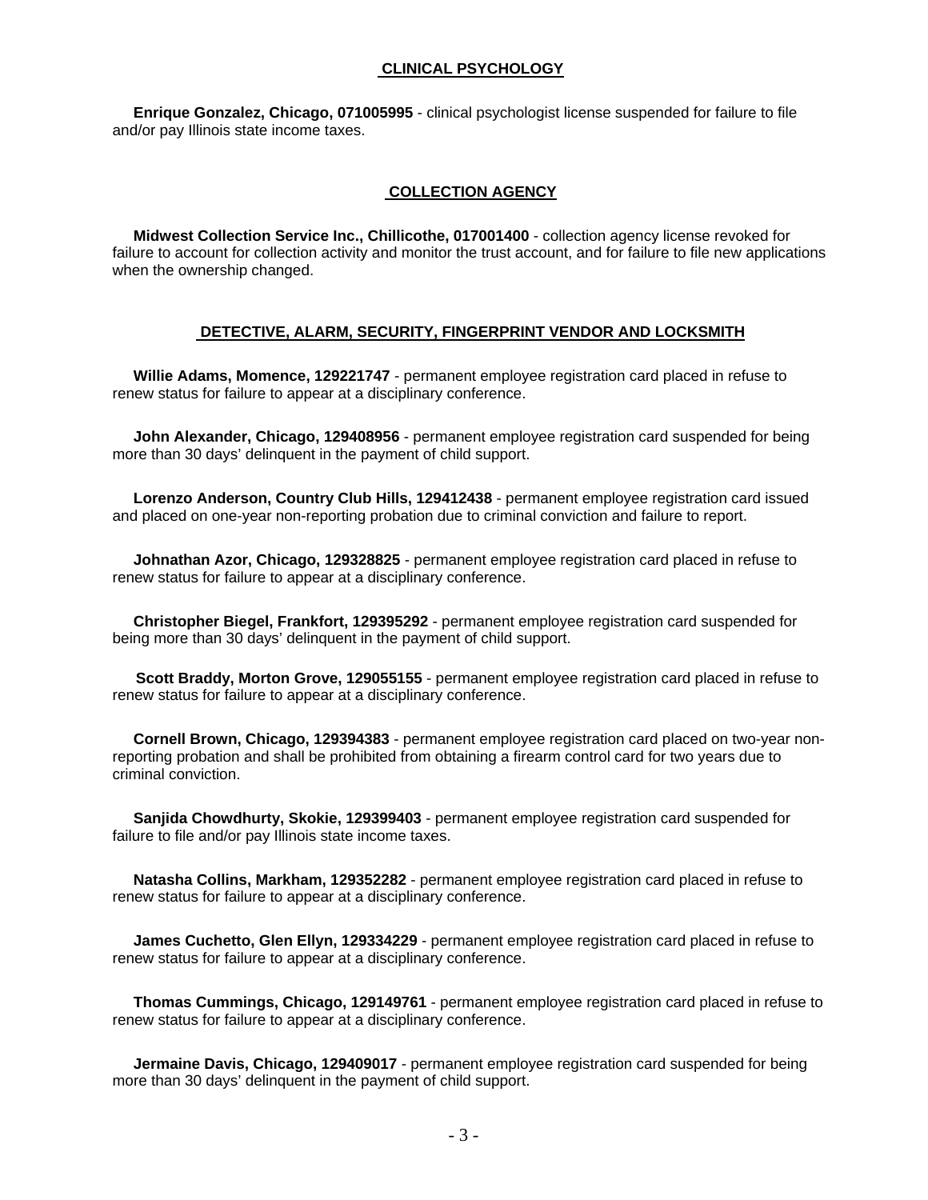## CLINICAL PSYCHOLOGY

**Enrique Gonzalez, Chicago, 071005995** - clinical psychologist license suspended for failure to file and/or pay Illinois state income taxes.

## COLLECTION AGENCY

**Midwest Collection Service Inc., Chillicothe, 017001400** - collection agency license revoked for failure to account for collection activity and monitor the trust account, and for failure to file new applications when the ownership changed.

## DETECTIVE, ALARM, SECURITY, FINGERPRINT VENDOR AND LOCKSMITH

**Willie Adams, Momence, 129221747** - permanent employee registration card placed in refuse to renew status for failure to appear at a disciplinary conference.

**John Alexander, Chicago, 129408956** - permanent employee registration card suspended for being more than 30 days' delinquent in the payment of child support.

**Lorenzo Anderson, Country Club Hills, 129412438** - permanent employee registration card issued and placed on one-year non-reporting probation due to criminal conviction and failure to report.

**Johnathan Azor, Chicago, 129328825** - permanent employee registration card placed in refuse to renew status for failure to appear at a disciplinary conference.

**Christopher Biegel, Frankfort, 129395292** - permanent employee registration card suspended for being more than 30 days' delinquent in the payment of child support.

**Scott Braddy, Morton Grove, 129055155** - permanent employee registration card placed in refuse to renew status for failure to appear at a disciplinary conference.

**Cornell Brown, Chicago, 129394383** - permanent employee registration card placed on two-year non-reporting probation and shall be prohibited from obtaining a firearm control card for two years due to criminal conviction.

**Sanjida Chowdhurty, Skokie, 129399403** - permanent employee registration card suspended for failure to file and/or pay Illinois state income taxes.

**Natasha Collins, Markham, 129352282** - permanent employee registration card placed in refuse to renew status for failure to appear at a disciplinary conference.

**James Cuchetto, Glen Ellyn, 129334229** - permanent employee registration card placed in refuse to renew status for failure to appear at a disciplinary conference.

**Thomas Cummings, Chicago, 129149761** - permanent employee registration card placed in refuse to renew status for failure to appear at a disciplinary conference.

**Jermaine Davis, Chicago, 129409017** - permanent employee registration card suspended for being more than 30 days' delinquent in the payment of child support.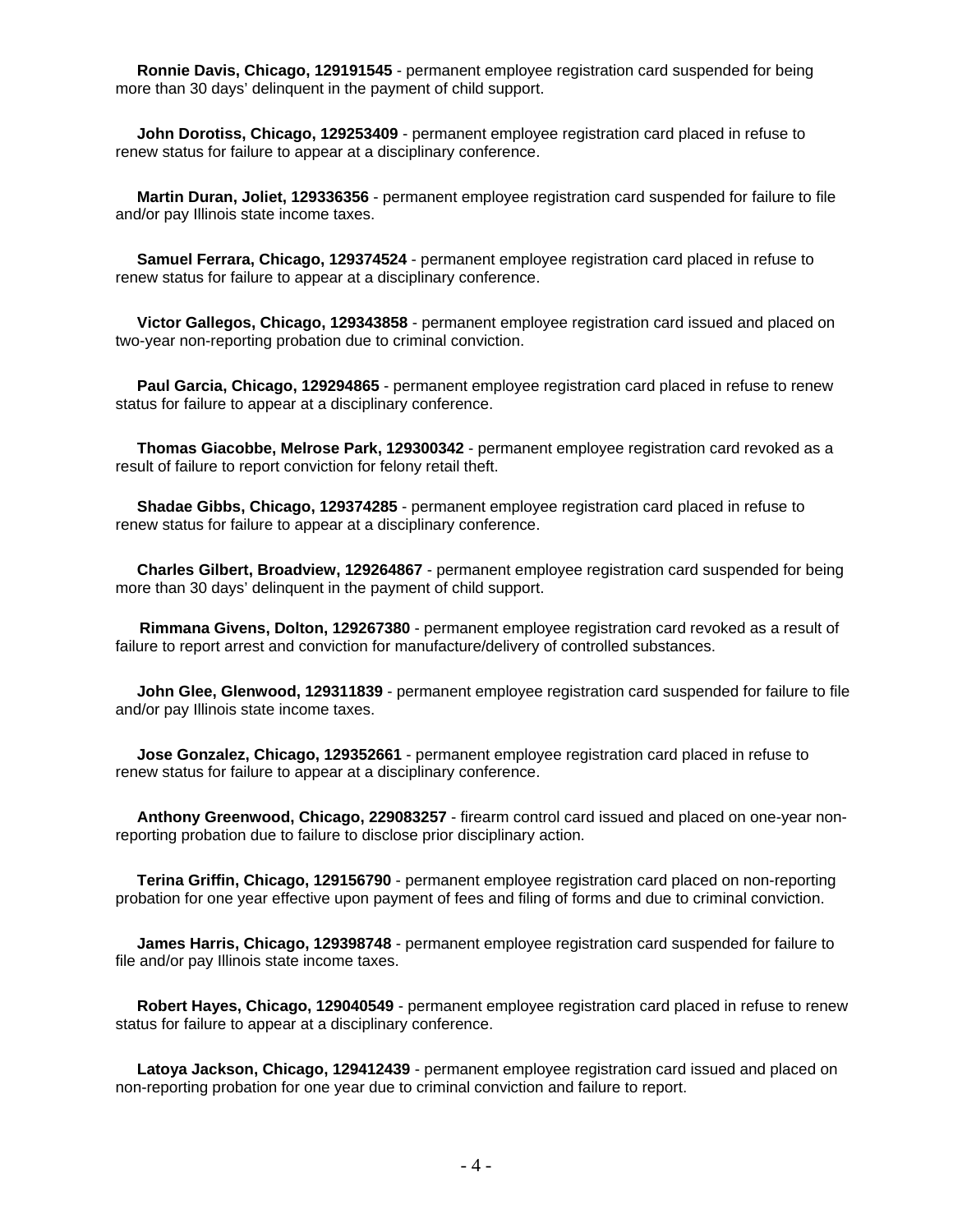**Ronnie Davis, Chicago, 129191545** - permanent employee registration card suspended for being more than 30 days' delinquent in the payment of child support.

**John Dorotiss, Chicago, 129253409** - permanent employee registration card placed in refuse to renew status for failure to appear at a disciplinary conference.

**Martin Duran, Joliet, 129336356** - permanent employee registration card suspended for failure to file and/or pay Illinois state income taxes.

**Samuel Ferrara, Chicago, 129374524** - permanent employee registration card placed in refuse to renew status for failure to appear at a disciplinary conference.

**Victor Gallegos, Chicago, 129343858** - permanent employee registration card issued and placed on two-year non-reporting probation due to criminal conviction.

**Paul Garcia, Chicago, 129294865** - permanent employee registration card placed in refuse to renew status for failure to appear at a disciplinary conference.

**Thomas Giacobbe, Melrose Park, 129300342** - permanent employee registration card revoked as a result of failure to report conviction for felony retail theft.

**Shadae Gibbs, Chicago, 129374285** - permanent employee registration card placed in refuse to renew status for failure to appear at a disciplinary conference.

**Charles Gilbert, Broadview, 129264867** - permanent employee registration card suspended for being more than 30 days' delinquent in the payment of child support.

**Rimmana Givens, Dolton, 129267380** - permanent employee registration card revoked as a result of failure to report arrest and conviction for manufacture/delivery of controlled substances.

**John Glee, Glenwood, 129311839** - permanent employee registration card suspended for failure to file and/or pay Illinois state income taxes.

**Jose Gonzalez, Chicago, 129352661** - permanent employee registration card placed in refuse to renew status for failure to appear at a disciplinary conference.

**Anthony Greenwood, Chicago, 229083257** - firearm control card issued and placed on one-year non-reporting probation due to failure to disclose prior disciplinary action.

**Terina Griffin, Chicago, 129156790** - permanent employee registration card placed on non-reporting probation for one year effective upon payment of fees and filing of forms and due to criminal conviction.

**James Harris, Chicago, 129398748** - permanent employee registration card suspended for failure to file and/or pay Illinois state income taxes.

**Robert Hayes, Chicago, 129040549** - permanent employee registration card placed in refuse to renew status for failure to appear at a disciplinary conference.

**Latoya Jackson, Chicago, 129412439** - permanent employee registration card issued and placed on non-reporting probation for one year due to criminal conviction and failure to report.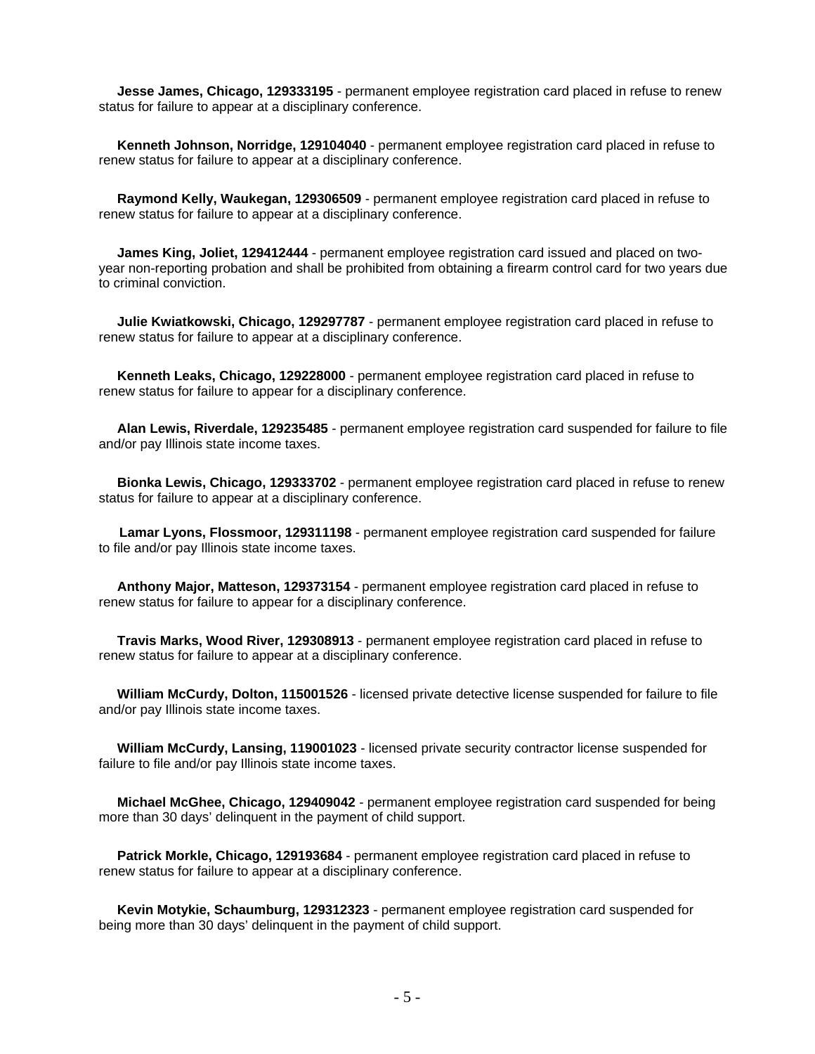**Jesse James, Chicago, 129333195** - permanent employee registration card placed in refuse to renew status for failure to appear at a disciplinary conference.

**Kenneth Johnson, Norridge, 129104040** - permanent employee registration card placed in refuse to renew status for failure to appear at a disciplinary conference.

**Raymond Kelly, Waukegan, 129306509** - permanent employee registration card placed in refuse to renew status for failure to appear at a disciplinary conference.

**James King, Joliet, 129412444** - permanent employee registration card issued and placed on two-year non-reporting probation and shall be prohibited from obtaining a firearm control card for two years due to criminal conviction.

**Julie Kwiatkowski, Chicago, 129297787** - permanent employee registration card placed in refuse to renew status for failure to appear at a disciplinary conference.

**Kenneth Leaks, Chicago, 129228000** - permanent employee registration card placed in refuse to renew status for failure to appear for a disciplinary conference.

**Alan Lewis, Riverdale, 129235485** - permanent employee registration card suspended for failure to file and/or pay Illinois state income taxes.

**Bionka Lewis, Chicago, 129333702** - permanent employee registration card placed in refuse to renew status for failure to appear at a disciplinary conference.

**Lamar Lyons, Flossmoor, 129311198** - permanent employee registration card suspended for failure to file and/or pay Illinois state income taxes.

**Anthony Major, Matteson, 129373154** - permanent employee registration card placed in refuse to renew status for failure to appear for a disciplinary conference.

**Travis Marks, Wood River, 129308913** - permanent employee registration card placed in refuse to renew status for failure to appear at a disciplinary conference.

**William McCurdy, Dolton, 115001526** - licensed private detective license suspended for failure to file and/or pay Illinois state income taxes.

**William McCurdy, Lansing, 119001023** - licensed private security contractor license suspended for failure to file and/or pay Illinois state income taxes.

**Michael McGhee, Chicago, 129409042** - permanent employee registration card suspended for being more than 30 days' delinquent in the payment of child support.

**Patrick Morkle, Chicago, 129193684** - permanent employee registration card placed in refuse to renew status for failure to appear at a disciplinary conference.

**Kevin Motykie, Schaumburg, 129312323** - permanent employee registration card suspended for being more than 30 days' delinquent in the payment of child support.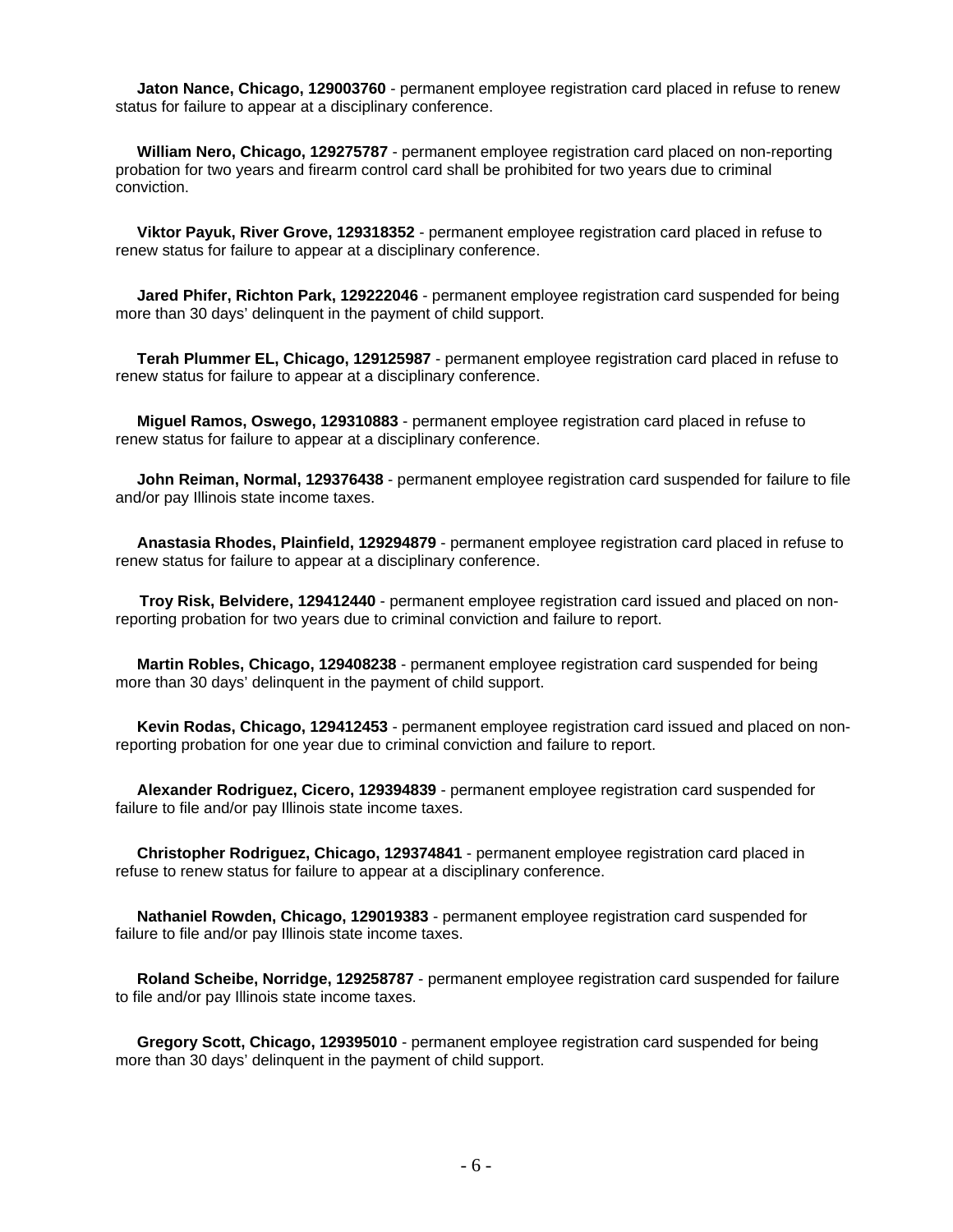**Jaton Nance, Chicago, 129003760** - permanent employee registration card placed in refuse to renew status for failure to appear at a disciplinary conference.

**William Nero, Chicago, 129275787** - permanent employee registration card placed on non-reporting probation for two years and firearm control card shall be prohibited for two years due to criminal conviction.

**Viktor Payuk, River Grove, 129318352** - permanent employee registration card placed in refuse to renew status for failure to appear at a disciplinary conference.

**Jared Phifer, Richton Park, 129222046** - permanent employee registration card suspended for being more than 30 days' delinquent in the payment of child support.

**Terah Plummer EL, Chicago, 129125987** - permanent employee registration card placed in refuse to renew status for failure to appear at a disciplinary conference.

**Miguel Ramos, Oswego, 129310883** - permanent employee registration card placed in refuse to renew status for failure to appear at a disciplinary conference.

**John Reiman, Normal, 129376438** - permanent employee registration card suspended for failure to file and/or pay Illinois state income taxes.

**Anastasia Rhodes, Plainfield, 129294879** - permanent employee registration card placed in refuse to renew status for failure to appear at a disciplinary conference.

**Troy Risk, Belvidere, 129412440** - permanent employee registration card issued and placed on non-reporting probation for two years due to criminal conviction and failure to report.

**Martin Robles, Chicago, 129408238** - permanent employee registration card suspended for being more than 30 days' delinquent in the payment of child support.

**Kevin Rodas, Chicago, 129412453** - permanent employee registration card issued and placed on non-reporting probation for one year due to criminal conviction and failure to report.

**Alexander Rodriguez, Cicero, 129394839** - permanent employee registration card suspended for failure to file and/or pay Illinois state income taxes.

**Christopher Rodriguez, Chicago, 129374841** - permanent employee registration card placed in refuse to renew status for failure to appear at a disciplinary conference.

**Nathaniel Rowden, Chicago, 129019383** - permanent employee registration card suspended for failure to file and/or pay Illinois state income taxes.

**Roland Scheibe, Norridge, 129258787** - permanent employee registration card suspended for failure to file and/or pay Illinois state income taxes.

**Gregory Scott, Chicago, 129395010** - permanent employee registration card suspended for being more than 30 days' delinquent in the payment of child support.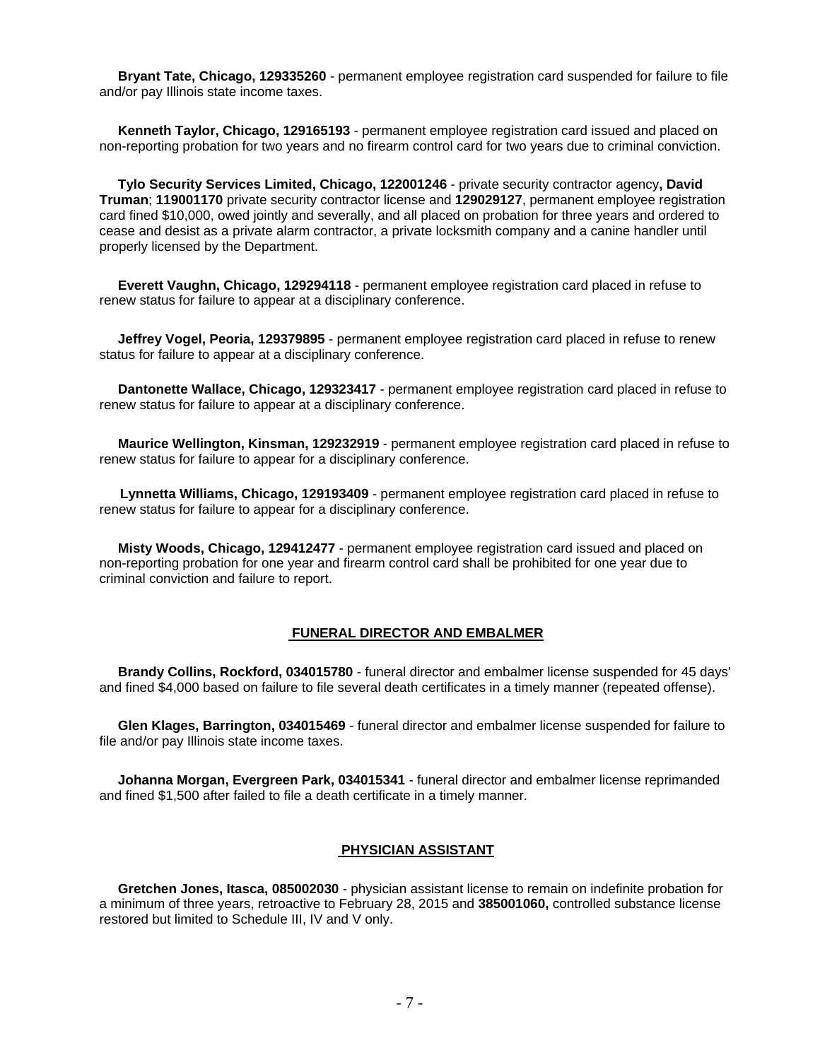**Bryant Tate, Chicago, 129335260** - permanent employee registration card suspended for failure to file and/or pay Illinois state income taxes.

**Kenneth Taylor, Chicago, 129165193** - permanent employee registration card issued and placed on non-reporting probation for two years and no firearm control card for two years due to criminal conviction.

**Tylo Security Services Limited, Chicago, 122001246** - private security contractor agency**, David Truman**; **119001170** private security contractor license and **129029127**, permanent employee registration card fined $10,000, owed jointly and severally, and all placed on probation for three years and ordered to cease and desist as a private alarm contractor, a private locksmith company and a canine handler until properly licensed by the Department.

**Everett Vaughn, Chicago, 129294118** - permanent employee registration card placed in refuse to renew status for failure to appear at a disciplinary conference.

**Jeffrey Vogel, Peoria, 129379895** - permanent employee registration card placed in refuse to renew status for failure to appear at a disciplinary conference.

**Dantonette Wallace, Chicago, 129323417** - permanent employee registration card placed in refuse to renew status for failure to appear at a disciplinary conference.

**Maurice Wellington, Kinsman, 129232919** - permanent employee registration card placed in refuse to renew status for failure to appear for a disciplinary conference.

**Lynnetta Williams, Chicago, 129193409** - permanent employee registration card placed in refuse to renew status for failure to appear for a disciplinary conference.

**Misty Woods, Chicago, 129412477** - permanent employee registration card issued and placed on non-reporting probation for one year and firearm control card shall be prohibited for one year due to criminal conviction and failure to report.

## FUNERAL DIRECTOR AND EMBALMER

**Brandy Collins, Rockford, 034015780** - funeral director and embalmer license suspended for 45 days' and fined $4,000 based on failure to file several death certificates in a timely manner (repeated offense).

**Glen Klages, Barrington, 034015469** - funeral director and embalmer license suspended for failure to file and/or pay Illinois state income taxes.

**Johanna Morgan, Evergreen Park, 034015341** - funeral director and embalmer license reprimanded and fined $1,500 after failed to file a death certificate in a timely manner.

## PHYSICIAN ASSISTANT

**Gretchen Jones, Itasca, 085002030** - physician assistant license to remain on indefinite probation for a minimum of three years, retroactive to February 28, 2015 and **385001060,** controlled substance license restored but limited to Schedule III, IV and V only.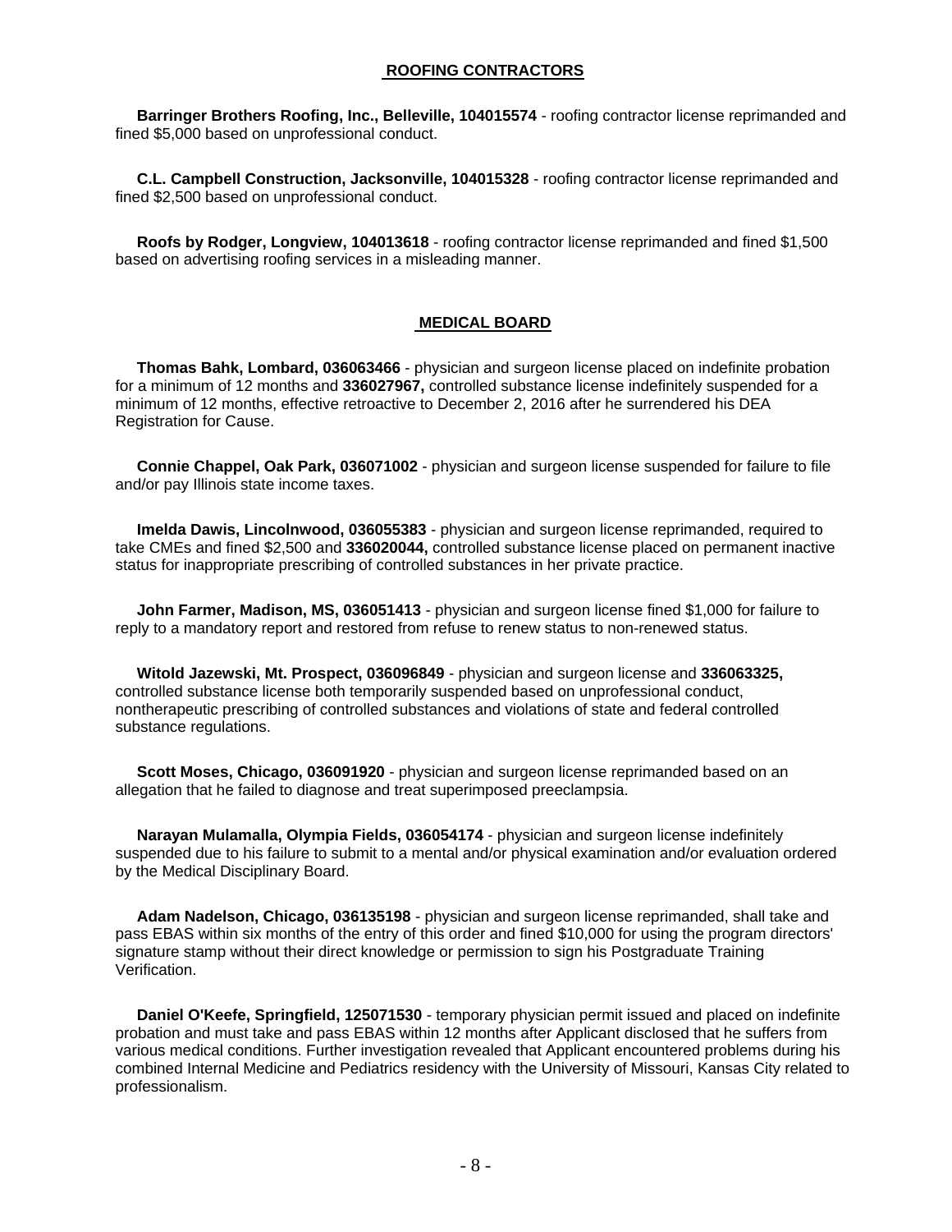## ROOFING CONTRACTORS

**Barringer Brothers Roofing, Inc., Belleville, 104015574** - roofing contractor license reprimanded and fined $5,000 based on unprofessional conduct.

**C.L. Campbell Construction, Jacksonville, 104015328** - roofing contractor license reprimanded and fined $2,500 based on unprofessional conduct.

**Roofs by Rodger, Longview, 104013618** - roofing contractor license reprimanded and fined $1,500 based on advertising roofing services in a misleading manner.

## MEDICAL BOARD

**Thomas Bahk, Lombard, 036063466** - physician and surgeon license placed on indefinite probation for a minimum of 12 months and **336027967,** controlled substance license indefinitely suspended for a minimum of 12 months, effective retroactive to December 2, 2016 after he surrendered his DEA Registration for Cause.

**Connie Chappel, Oak Park, 036071002** - physician and surgeon license suspended for failure to file and/or pay Illinois state income taxes.

**Imelda Dawis, Lincolnwood, 036055383** - physician and surgeon license reprimanded, required to take CMEs and fined $2,500 and **336020044,** controlled substance license placed on permanent inactive status for inappropriate prescribing of controlled substances in her private practice.

**John Farmer, Madison, MS, 036051413** - physician and surgeon license fined $1,000 for failure to reply to a mandatory report and restored from refuse to renew status to non-renewed status.

**Witold Jazewski, Mt. Prospect, 036096849** - physician and surgeon license and **336063325,** controlled substance license both temporarily suspended based on unprofessional conduct, nontherapeutic prescribing of controlled substances and violations of state and federal controlled substance regulations.

**Scott Moses, Chicago, 036091920** - physician and surgeon license reprimanded based on an allegation that he failed to diagnose and treat superimposed preeclampsia.

**Narayan Mulamalla, Olympia Fields, 036054174** - physician and surgeon license indefinitely suspended due to his failure to submit to a mental and/or physical examination and/or evaluation ordered by the Medical Disciplinary Board.

**Adam Nadelson, Chicago, 036135198** - physician and surgeon license reprimanded, shall take and pass EBAS within six months of the entry of this order and fined $10,000 for using the program directors' signature stamp without their direct knowledge or permission to sign his Postgraduate Training Verification.

**Daniel O'Keefe, Springfield, 125071530** - temporary physician permit issued and placed on indefinite probation and must take and pass EBAS within 12 months after Applicant disclosed that he suffers from various medical conditions. Further investigation revealed that Applicant encountered problems during his combined Internal Medicine and Pediatrics residency with the University of Missouri, Kansas City related to professionalism.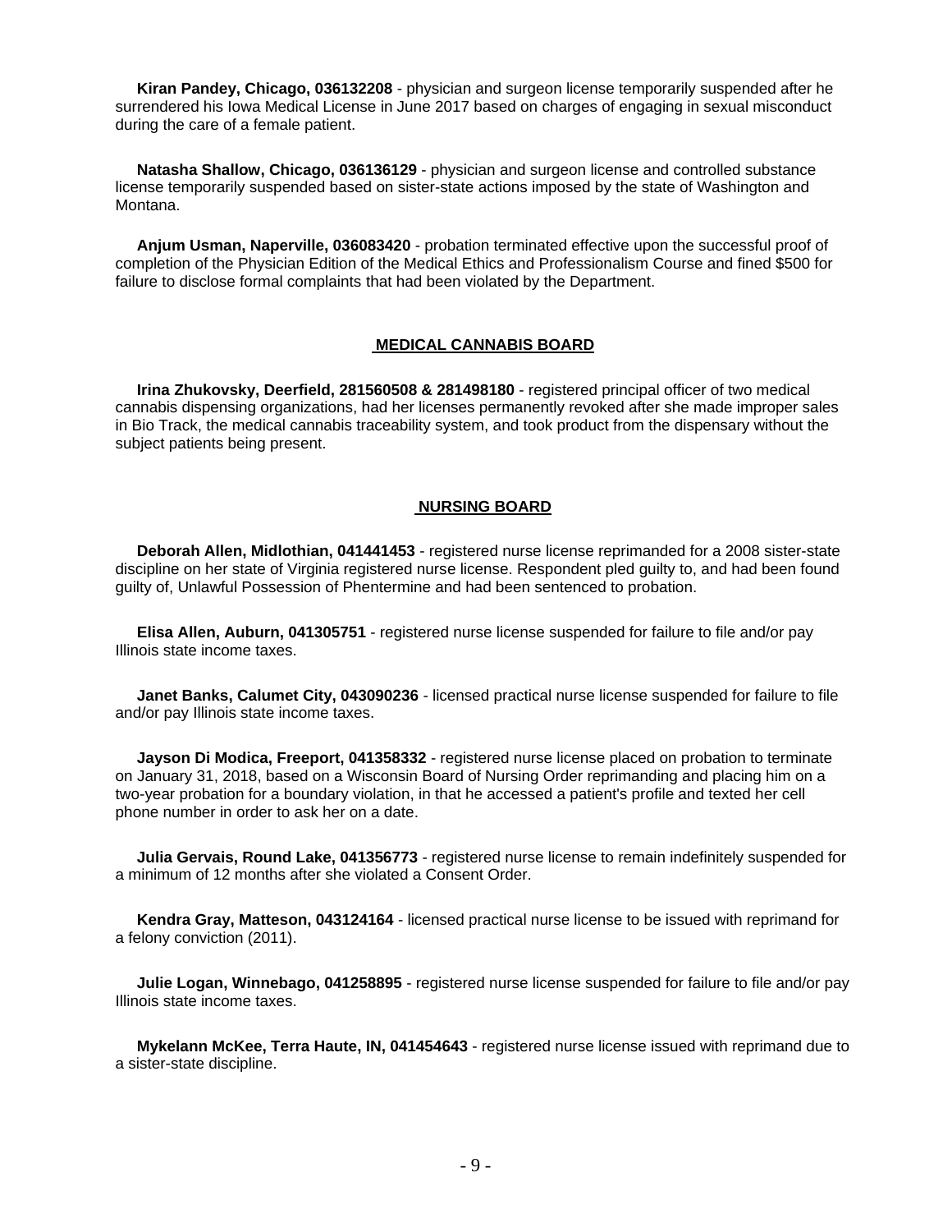**Kiran Pandey, Chicago, 036132208** - physician and surgeon license temporarily suspended after he surrendered his Iowa Medical License in June 2017 based on charges of engaging in sexual misconduct during the care of a female patient.

**Natasha Shallow, Chicago, 036136129** - physician and surgeon license and controlled substance license temporarily suspended based on sister-state actions imposed by the state of Washington and Montana.

**Anjum Usman, Naperville, 036083420** - probation terminated effective upon the successful proof of completion of the Physician Edition of the Medical Ethics and Professionalism Course and fined $500 for failure to disclose formal complaints that had been violated by the Department.

## MEDICAL CANNABIS BOARD

**Irina Zhukovsky, Deerfield, 281560508 & 281498180** - registered principal officer of two medical cannabis dispensing organizations, had her licenses permanently revoked after she made improper sales in Bio Track, the medical cannabis traceability system, and took product from the dispensary without the subject patients being present.

## NURSING BOARD

**Deborah Allen, Midlothian, 041441453** - registered nurse license reprimanded for a 2008 sister-state discipline on her state of Virginia registered nurse license. Respondent pled guilty to, and had been found guilty of, Unlawful Possession of Phentermine and had been sentenced to probation.

**Elisa Allen, Auburn, 041305751** - registered nurse license suspended for failure to file and/or pay Illinois state income taxes.

**Janet Banks, Calumet City, 043090236** - licensed practical nurse license suspended for failure to file and/or pay Illinois state income taxes.

**Jayson Di Modica, Freeport, 041358332** - registered nurse license placed on probation to terminate on January 31, 2018, based on a Wisconsin Board of Nursing Order reprimanding and placing him on a two-year probation for a boundary violation, in that he accessed a patient's profile and texted her cell phone number in order to ask her on a date.

**Julia Gervais, Round Lake, 041356773** - registered nurse license to remain indefinitely suspended for a minimum of 12 months after she violated a Consent Order.

**Kendra Gray, Matteson, 043124164** - licensed practical nurse license to be issued with reprimand for a felony conviction (2011).

**Julie Logan, Winnebago, 041258895** - registered nurse license suspended for failure to file and/or pay Illinois state income taxes.

**Mykelann McKee, Terra Haute, IN, 041454643** - registered nurse license issued with reprimand due to a sister-state discipline.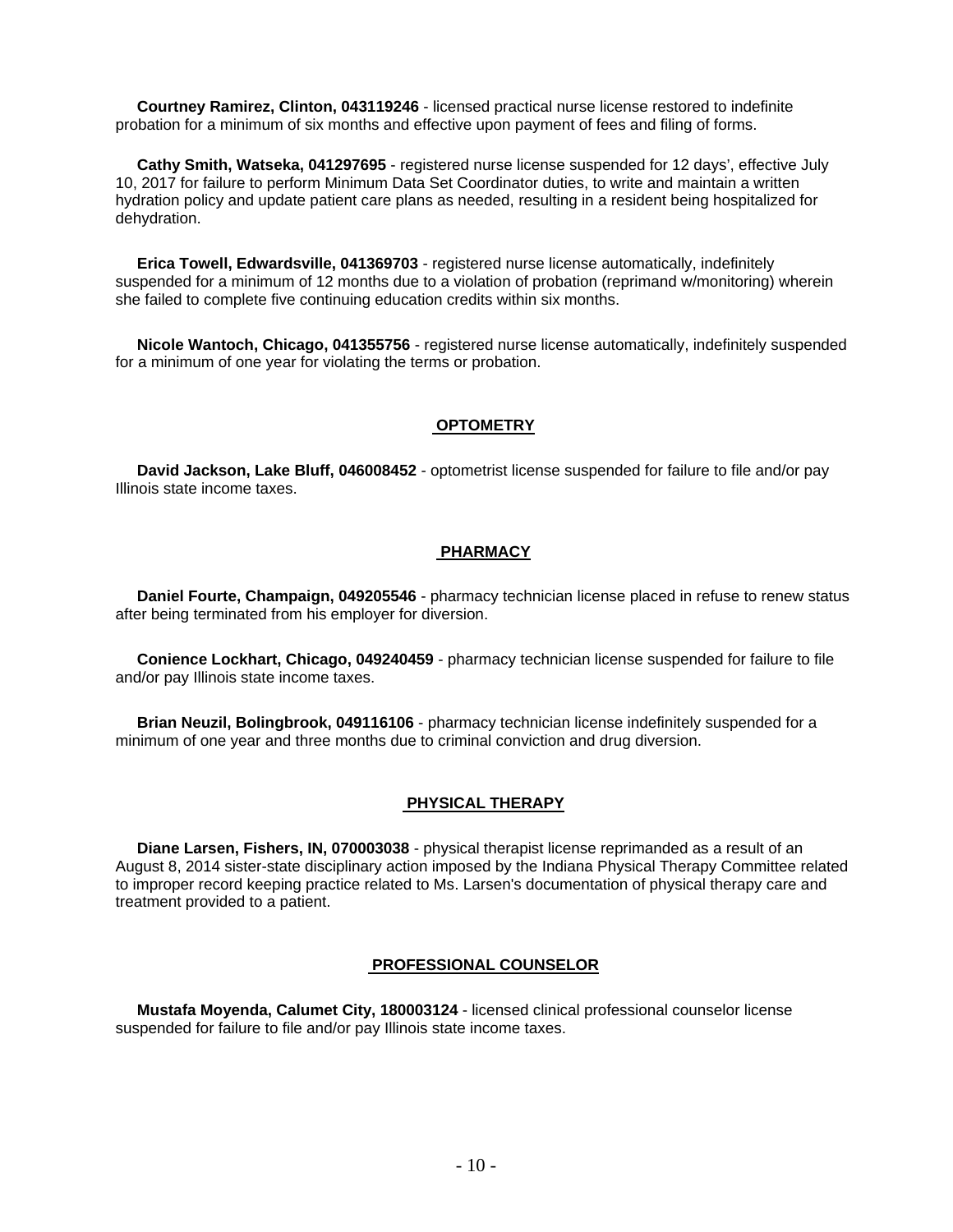**Courtney Ramirez, Clinton, 043119246** - licensed practical nurse license restored to indefinite probation for a minimum of six months and effective upon payment of fees and filing of forms.

**Cathy Smith, Watseka, 041297695** - registered nurse license suspended for 12 days', effective July 10, 2017 for failure to perform Minimum Data Set Coordinator duties, to write and maintain a written hydration policy and update patient care plans as needed, resulting in a resident being hospitalized for dehydration.

**Erica Towell, Edwardsville, 041369703** - registered nurse license automatically, indefinitely suspended for a minimum of 12 months due to a violation of probation (reprimand w/monitoring) wherein she failed to complete five continuing education credits within six months.

**Nicole Wantoch, Chicago, 041355756** - registered nurse license automatically, indefinitely suspended for a minimum of one year for violating the terms or probation.

## OPTOMETRY

**David Jackson, Lake Bluff, 046008452** - optometrist license suspended for failure to file and/or pay Illinois state income taxes.

## PHARMACY

**Daniel Fourte, Champaign, 049205546** - pharmacy technician license placed in refuse to renew status after being terminated from his employer for diversion.

**Conience Lockhart, Chicago, 049240459** - pharmacy technician license suspended for failure to file and/or pay Illinois state income taxes.

**Brian Neuzil, Bolingbrook, 049116106** - pharmacy technician license indefinitely suspended for a minimum of one year and three months due to criminal conviction and drug diversion.

## PHYSICAL THERAPY

**Diane Larsen, Fishers, IN, 070003038** - physical therapist license reprimanded as a result of an August 8, 2014 sister-state disciplinary action imposed by the Indiana Physical Therapy Committee related to improper record keeping practice related to Ms. Larsen's documentation of physical therapy care and treatment provided to a patient.

## PROFESSIONAL COUNSELOR

**Mustafa Moyenda, Calumet City, 180003124** - licensed clinical professional counselor license suspended for failure to file and/or pay Illinois state income taxes.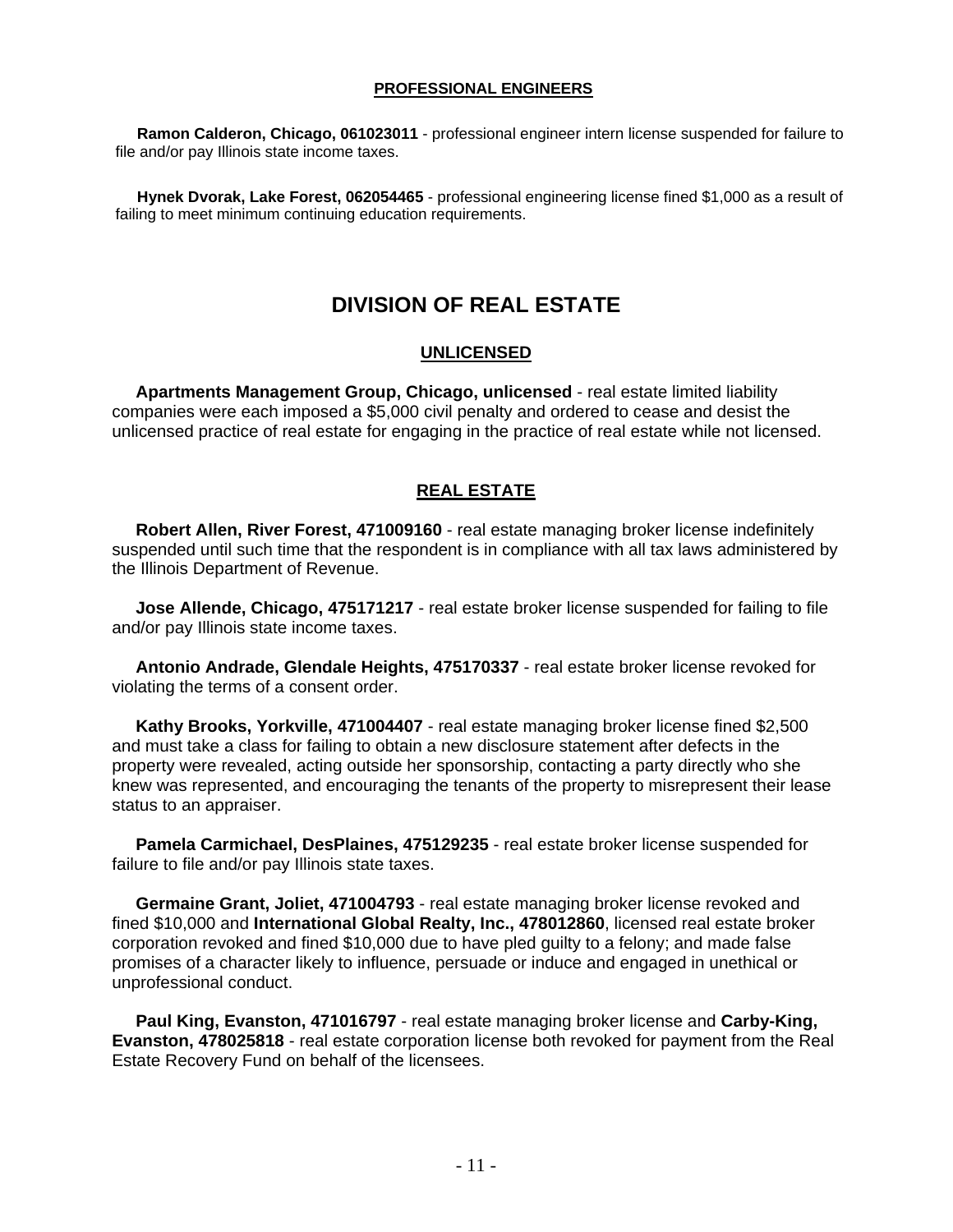### PROFESSIONAL ENGINEERS

**Ramon Calderon, Chicago, 061023011** - professional engineer intern license suspended for failure to file and/or pay Illinois state income taxes.

**Hynek Dvorak, Lake Forest, 062054465** - professional engineering license fined $1,000 as a result of failing to meet minimum continuing education requirements.

## DIVISION OF REAL ESTATE

### UNLICENSED

**Apartments Management Group, Chicago, unlicensed** - real estate limited liability companies were each imposed a $5,000 civil penalty and ordered to cease and desist the unlicensed practice of real estate for engaging in the practice of real estate while not licensed.

### REAL ESTATE

**Robert Allen, River Forest, 471009160** - real estate managing broker license indefinitely suspended until such time that the respondent is in compliance with all tax laws administered by the Illinois Department of Revenue.

**Jose Allende, Chicago, 475171217** - real estate broker license suspended for failing to file and/or pay Illinois state income taxes.

**Antonio Andrade, Glendale Heights, 475170337** - real estate broker license revoked for violating the terms of a consent order.

**Kathy Brooks, Yorkville, 471004407** - real estate managing broker license fined $2,500 and must take a class for failing to obtain a new disclosure statement after defects in the property were revealed, acting outside her sponsorship, contacting a party directly who she knew was represented, and encouraging the tenants of the property to misrepresent their lease status to an appraiser.

**Pamela Carmichael, DesPlaines, 475129235** - real estate broker license suspended for failure to file and/or pay Illinois state taxes.

**Germaine Grant, Joliet, 471004793** - real estate managing broker license revoked and fined $10,000 and **International Global Realty, Inc., 478012860**, licensed real estate broker corporation revoked and fined $10,000 due to have pled guilty to a felony; and made false promises of a character likely to influence, persuade or induce and engaged in unethical or unprofessional conduct.

**Paul King, Evanston, 471016797** - real estate managing broker license and **Carby-King, Evanston, 478025818** - real estate corporation license both revoked for payment from the Real Estate Recovery Fund on behalf of the licensees.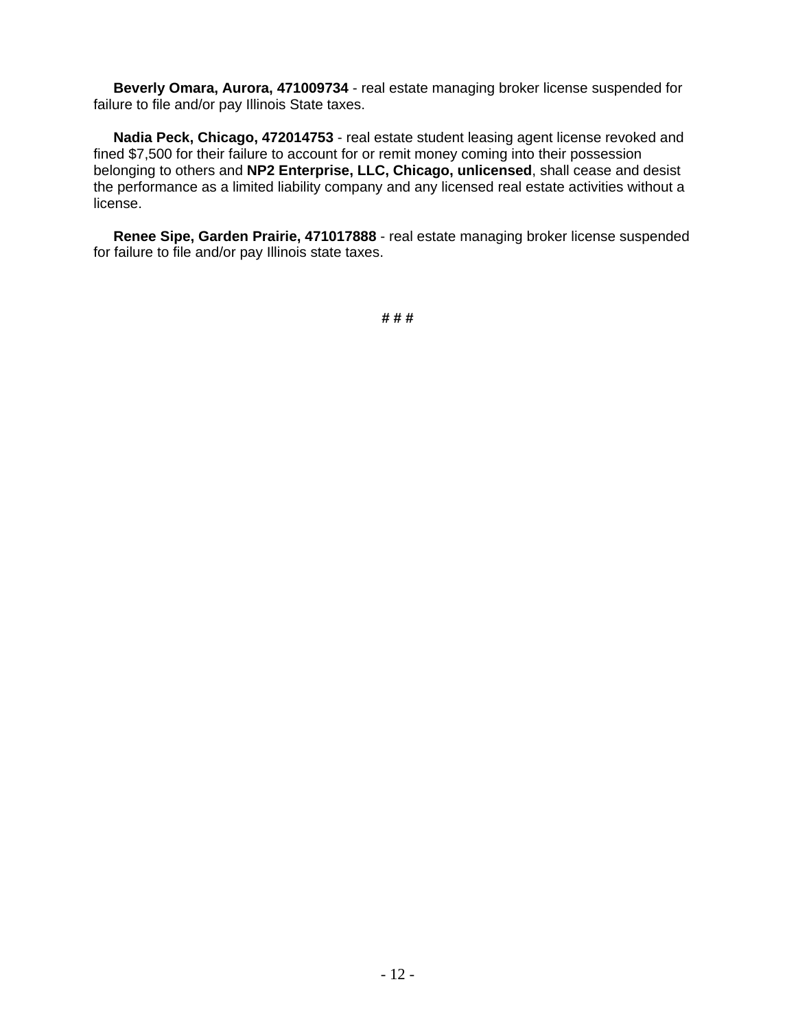**Beverly Omara, Aurora, 471009734** - real estate managing broker license suspended for failure to file and/or pay Illinois State taxes.

**Nadia Peck, Chicago, 472014753** - real estate student leasing agent license revoked and fined $7,500 for their failure to account for or remit money coming into their possession belonging to others and **NP2 Enterprise, LLC, Chicago, unlicensed**, shall cease and desist the performance as a limited liability company and any licensed real estate activities without a license.

**Renee Sipe, Garden Prairie, 471017888** - real estate managing broker license suspended for failure to file and/or pay Illinois state taxes.

# # #